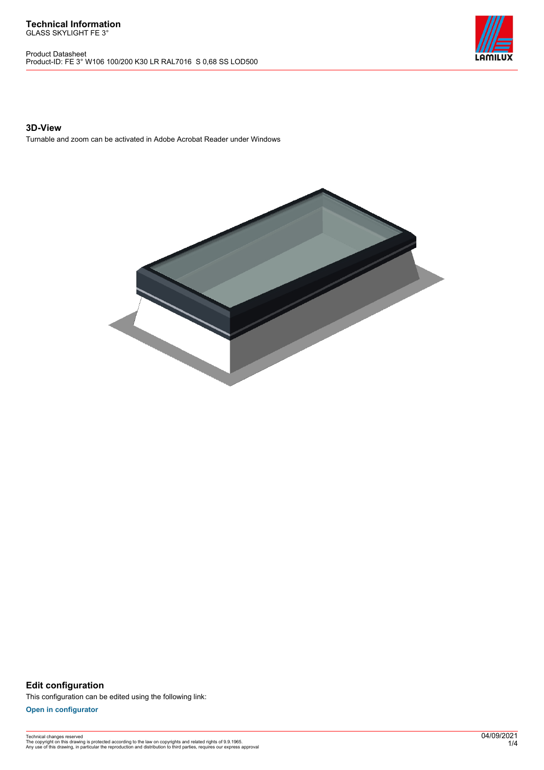# Technical Information

GLASS SKYLIGHT FE 3°

Product Datasheet
Product-ID: FE 3° W106 100/200 K30 LR RAL7016 S 0,68 SS LOD500

## 3D-View

Turnable and zoom can be activated in Adobe Acrobat Reader under Windows

## Edit configuration

This configuration can be edited using the following link:

**Open in configurator**

Technical changes reserved
The copyright on this drawing is protected according to the law on copyrights and related rights of 9.9.1965.
Any use of this drawing, in particular the reproduction and distribution to third parties, requires our express approval

04/09/2021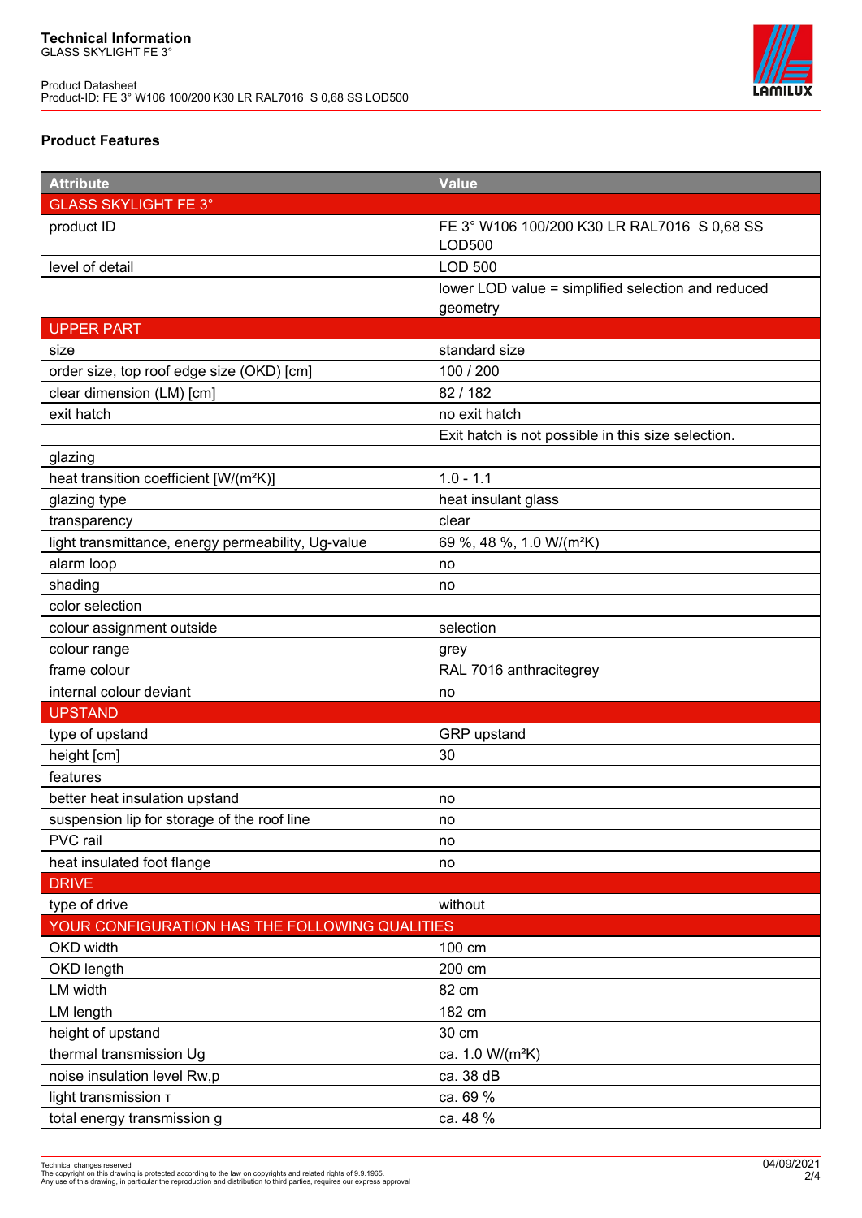## Product Features

| Attribute | Value |
|---|---|
| GLASS SKYLIGHT FE 3° | |
| product ID | FE 3° W106 100/200 K30 LR RAL7016 S 0,68 SS LOD500 |
| level of detail | LOD 500 |
| | lower LOD value = simplified selection and reduced geometry |
| UPPER PART | |
| size | standard size |
| order size, top roof edge size (OKD) [cm] | 100 / 200 |
| clear dimension (LM) [cm] | 82 / 182 |
| exit hatch | no exit hatch |
| | Exit hatch is not possible in this size selection. |
| glazing | |
| heat transition coefficient [W/(m²K)] | 1.0 - 1.1 |
| glazing type | heat insulant glass |
| transparency | clear |
| light transmittance, energy permeability, Ug-value | 69 %, 48 %, 1.0 W/(m²K) |
| alarm loop | no |
| shading | no |
| color selection | |
| colour assignment outside | selection |
| colour range | grey |
| frame colour | RAL 7016 anthracitegrey |
| internal colour deviant | no |
| UPSTAND | |
| type of upstand | GRP upstand |
| height [cm] | 30 |
| features | |
| better heat insulation upstand | no |
| suspension lip for storage of the roof line | no |
| PVC rail | no |
| heat insulated foot flange | no |
| DRIVE | |
| type of drive | without |
| YOUR CONFIGURATION HAS THE FOLLOWING QUALITIES | |
| OKD width | 100 cm |
| OKD length | 200 cm |
| LM width | 82 cm |
| LM length | 182 cm |
| height of upstand | 30 cm |
| thermal transmission Ug | ca. 1.0 W/(m²K) |
| noise insulation level Rw,p | ca. 38 dB |
| light transmission τ | ca. 69 % |
| total energy transmission g | ca. 48 % |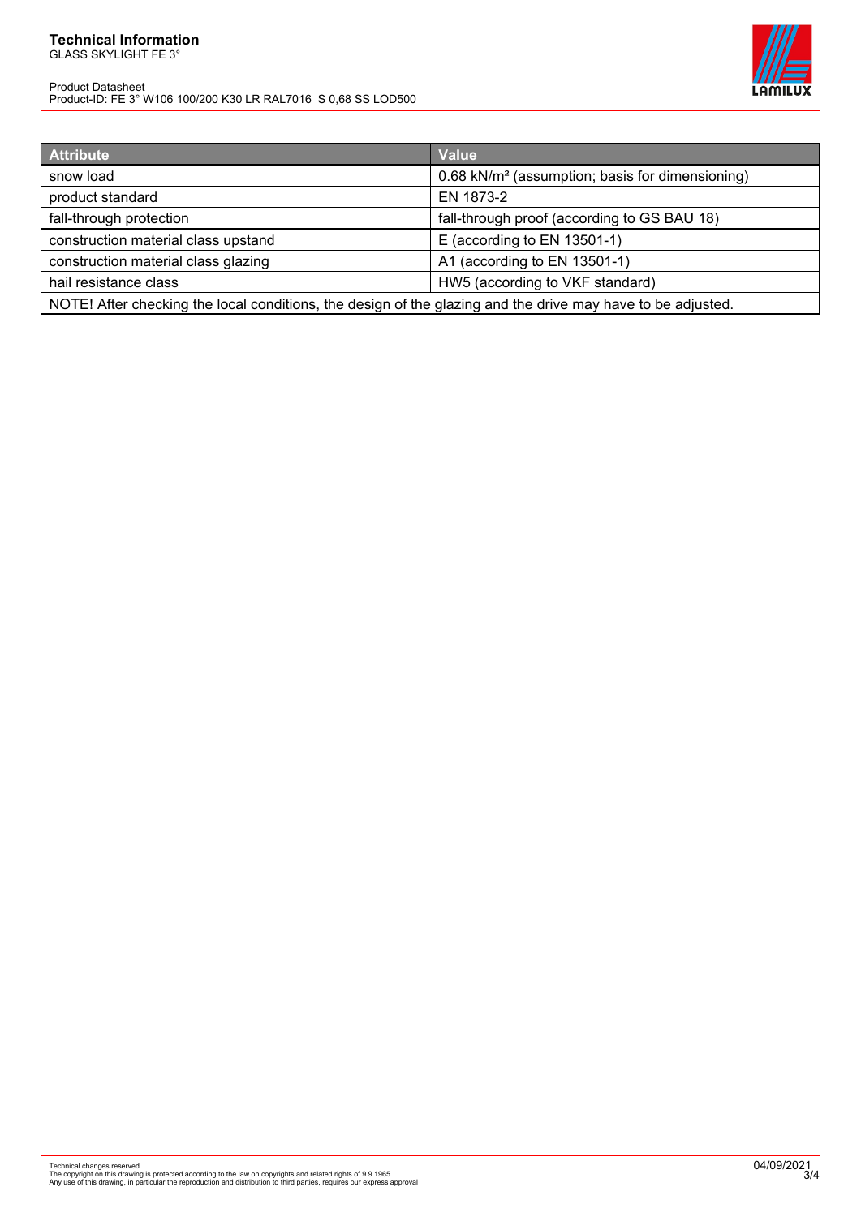| Attribute | Value |
|---|---|
| snow load | 0.68 kN/m² (assumption; basis for dimensioning) |
| product standard | EN 1873-2 |
| fall-through protection | fall-through proof (according to GS BAU 18) |
| construction material class upstand | E (according to EN 13501-1) |
| construction material class glazing | A1 (according to EN 13501-1) |
| hail resistance class | HW5 (according to VKF standard) |
| NOTE! After checking the local conditions, the design of the glazing and the drive may have to be adjusted. | |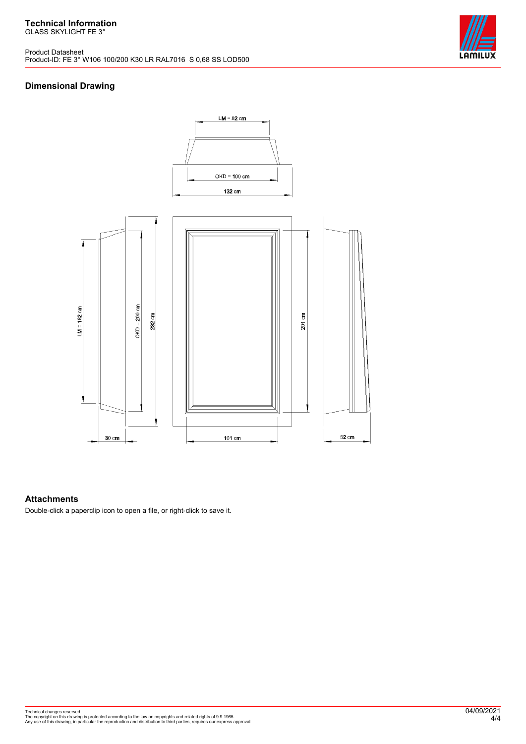## Dimensional Drawing

LM = 82 cm

OKD = 100 cm

132 cm

LM = 182 cm

OKD = 200 cm

232 cm

201 cm

30 cm

101 cm

52 cm

## Attachments

Double-click a paperclip icon to open a file, or right-click to save it.